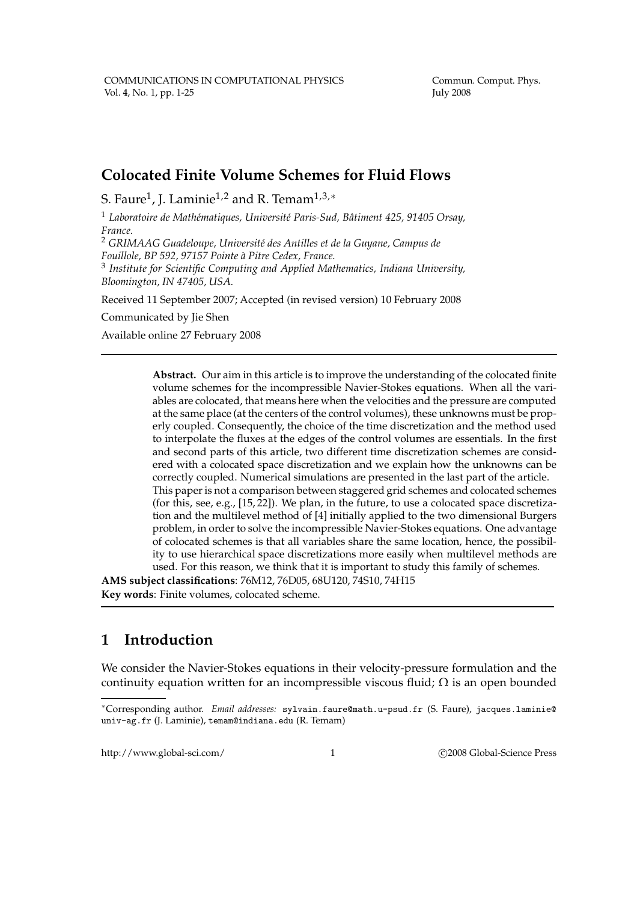# Colocated Finite Volume Schemes for Fluid Flows

S. Faure[1], J. Laminie[1,2] and R. Temam[1,3,*]

[1] *Laboratoire de Mathématiques, Université Paris-Sud, Bâtiment 425, 91405 Orsay, France.*

[2] *GRIMAAG Guadeloupe, Université des Antilles et de la Guyane, Campus de Fouillole, BP 592, 97157 Pointe à Pitre Cedex, France.*

[3] *Institute for Scientific Computing and Applied Mathematics, Indiana University, Bloomington, IN 47405, USA.*

Received 11 September 2007; Accepted (in revised version) 10 February 2008

Communicated by Jie Shen

Available online 27 February 2008

---

**Abstract.** Our aim in this article is to improve the understanding of the colocated finite volume schemes for the incompressible Navier-Stokes equations. When all the variables are colocated, that means here when the velocities and the pressure are computed at the same place (at the centers of the control volumes), these unknowns must be properly coupled. Consequently, the choice of the time discretization and the method used to interpolate the fluxes at the edges of the control volumes are essentials. In the first and second parts of this article, two different time discretization schemes are considered with a colocated space discretization and we explain how the unknowns can be correctly coupled. Numerical simulations are presented in the last part of the article. This paper is not a comparison between staggered grid schemes and colocated schemes (for this, see, e.g., [15, 22]). We plan, in the future, to use a colocated space discretization and the multilevel method of [4] initially applied to the two dimensional Burgers problem, in order to solve the incompressible Navier-Stokes equations. One advantage of colocated schemes is that all variables share the same location, hence, the possibility to use hierarchical space discretizations more easily when multilevel methods are used. For this reason, we think that it is important to study this family of schemes.

**AMS subject classifications**: 76M12, 76D05, 68U120, 74S10, 74H15

**Key words**: Finite volumes, colocated scheme.

---

## 1 Introduction

We consider the Navier-Stokes equations in their velocity-pressure formulation and the continuity equation written for an incompressible viscous fluid; $\Omega$ is an open bounded

---

*Corresponding author. *Email addresses:* sylvain.faure@math.u-psud.fr (S. Faure), jacques.laminie@univ-ag.fr (J. Laminie), temam@indiana.edu (R. Temam)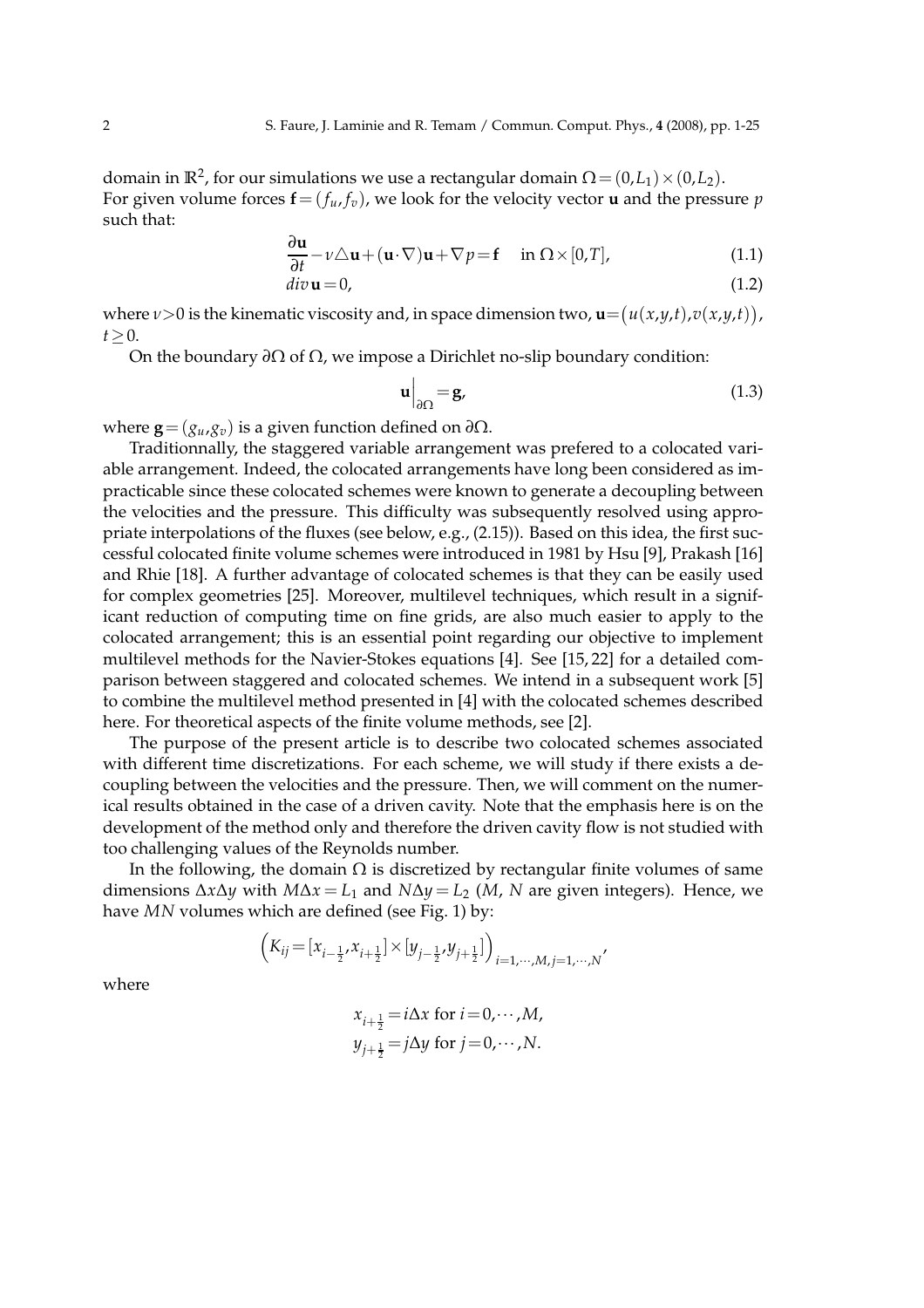domain in $\mathbb{R}^2$, for our simulations we use a rectangular domain $\Omega = (0,L_1)\times(0,L_2)$. For given volume forces $\mathbf{f} = (f_u, f_v)$, we look for the velocity vector $\mathbf{u}$ and the pressure $p$ such that:

$$\frac{\partial \mathbf{u}}{\partial t} - \nu \triangle \mathbf{u} + (\mathbf{u}\cdot\nabla)\mathbf{u} + \nabla p = \mathbf{f} \quad \text{in } \Omega\times[0,T], \tag{1.1}$$

$$div\,\mathbf{u} = 0, \tag{1.2}$$

where $\nu > 0$ is the kinematic viscosity and, in space dimension two, $\mathbf{u} = \big(u(x,y,t), v(x,y,t)\big)$, $t \geq 0$.

On the boundary $\partial\Omega$ of $\Omega$, we impose a Dirichlet no-slip boundary condition:

$$\mathbf{u}\Big|_{\partial\Omega} = \mathbf{g}, \tag{1.3}$$

where $\mathbf{g} = (g_u, g_v)$ is a given function defined on $\partial\Omega$.

Traditionnally, the staggered variable arrangement was prefered to a colocated variable arrangement. Indeed, the colocated arrangements have long been considered as impracticable since these colocated schemes were known to generate a decoupling between the velocities and the pressure. This difficulty was subsequently resolved using appropriate interpolations of the fluxes (see below, e.g., (2.15)). Based on this idea, the first successful colocated finite volume schemes were introduced in 1981 by Hsu [9], Prakash [16] and Rhie [18]. A further advantage of colocated schemes is that they can be easily used for complex geometries [25]. Moreover, multilevel techniques, which result in a significant reduction of computing time on fine grids, are also much easier to apply to the colocated arrangement; this is an essential point regarding our objective to implement multilevel methods for the Navier-Stokes equations [4]. See [15, 22] for a detailed comparison between staggered and colocated schemes. We intend in a subsequent work [5] to combine the multilevel method presented in [4] with the colocated schemes described here. For theoretical aspects of the finite volume methods, see [2].

The purpose of the present article is to describe two colocated schemes associated with different time discretizations. For each scheme, we will study if there exists a decoupling between the velocities and the pressure. Then, we will comment on the numerical results obtained in the case of a driven cavity. Note that the emphasis here is on the development of the method only and therefore the driven cavity flow is not studied with too challenging values of the Reynolds number.

In the following, the domain $\Omega$ is discretized by rectangular finite volumes of same dimensions $\Delta x \Delta y$ with $M\Delta x = L_1$ and $N\Delta y = L_2$ ($M$, $N$ are given integers). Hence, we have $MN$ volumes which are defined (see Fig. 1) by:

$$\Big(K_{ij} = [x_{i-\frac{1}{2}}, x_{i+\frac{1}{2}}]\times[y_{j-\frac{1}{2}}, y_{j+\frac{1}{2}}]\Big)_{i=1,\cdots,M,\, j=1,\cdots,N},$$

where

$$x_{i+\frac{1}{2}} = i\Delta x \text{ for } i = 0,\cdots,M,$$
$$y_{j+\frac{1}{2}} = j\Delta y \text{ for } j = 0,\cdots,N.$$